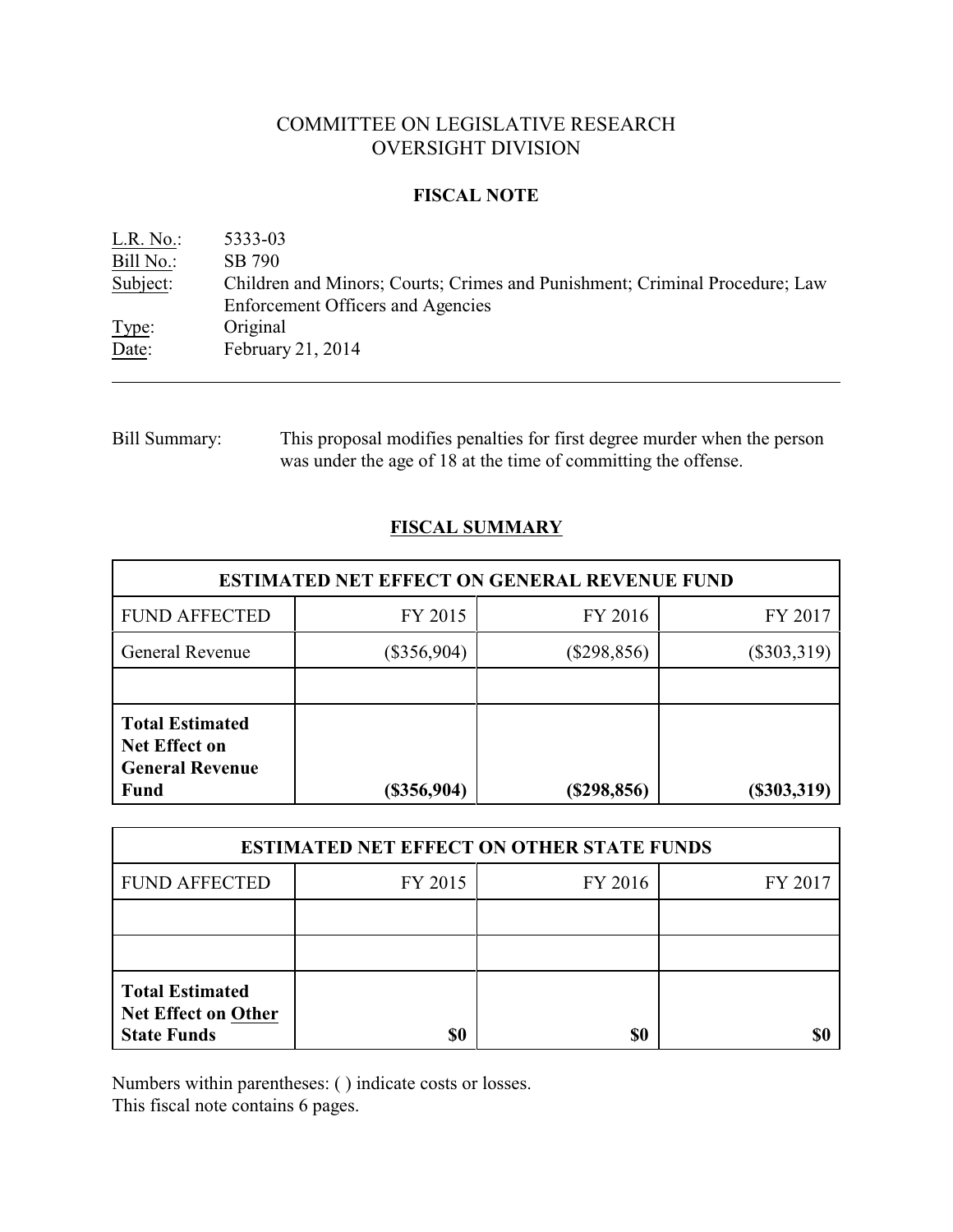# COMMITTEE ON LEGISLATIVE RESEARCH
# OVERSIGHT DIVISION

## FISCAL NOTE

L.R. No.: 5333-03
Bill No.: SB 790
Subject: Children and Minors; Courts; Crimes and Punishment; Criminal Procedure; Law Enforcement Officers and Agencies
Type: Original
Date: February 21, 2014

---

Bill Summary: This proposal modifies penalties for first degree murder when the person was under the age of 18 at the time of committing the offense.

## FISCAL SUMMARY

| ESTIMATED NET EFFECT ON GENERAL REVENUE FUND | | | |
|---|---|---|---|
| FUND AFFECTED | FY 2015 | FY 2016 | FY 2017 |
| General Revenue | ($356,904) | ($298,856) | ($303,319) |
| | | | |
| **Total Estimated Net Effect on General Revenue Fund** | **($356,904)** | **($298,856)** | **($303,319)** |

| ESTIMATED NET EFFECT ON OTHER STATE FUNDS | | | |
|---|---|---|---|
| FUND AFFECTED | FY 2015 | FY 2016 | FY 2017 |
| | | | |
| | | | |
| **Total Estimated Net Effect on Other State Funds** | **$0** | **$0** | **$0** |

Numbers within parentheses: ( ) indicate costs or losses.
This fiscal note contains 6 pages.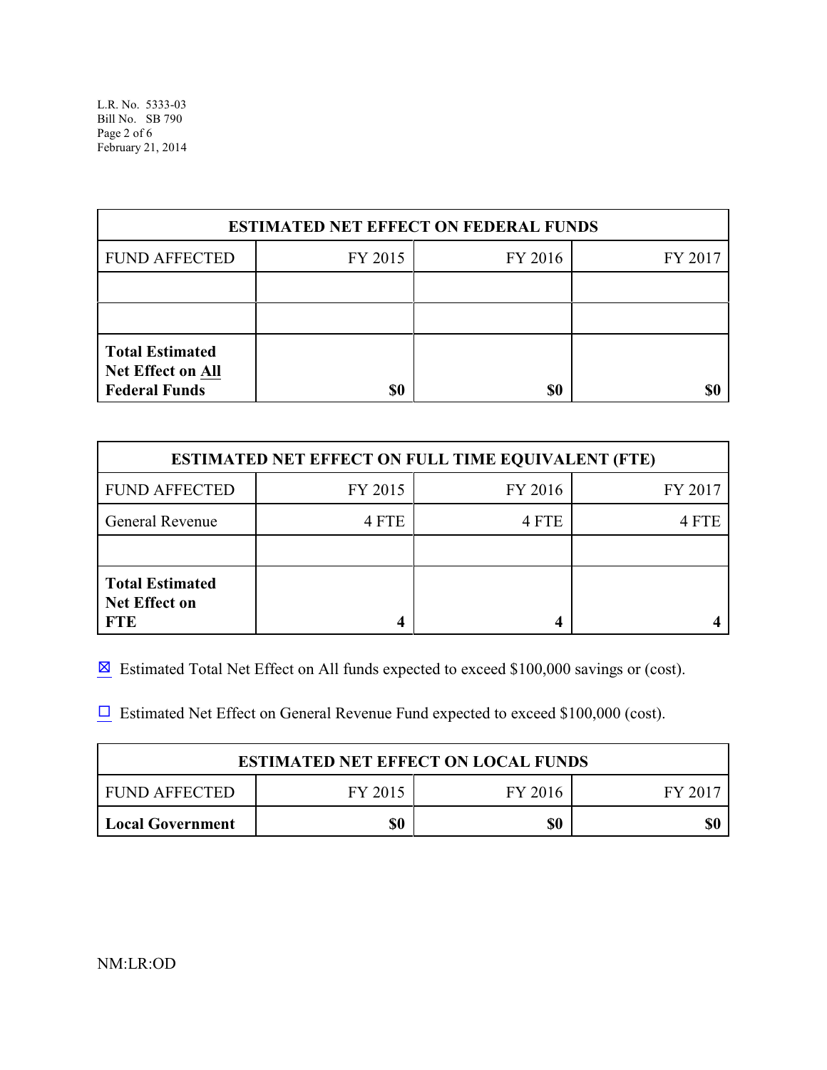| ESTIMATED NET EFFECT ON FEDERAL FUNDS | | | |
|---|---|---|---|
| FUND AFFECTED | FY 2015 | FY 2016 | FY 2017 |
| | | | |
| | | | |
| **Total Estimated Net Effect on All Federal Funds** | **$0** | **$0** | **$0** |

| ESTIMATED NET EFFECT ON FULL TIME EQUIVALENT (FTE) | | | |
|---|---|---|---|
| FUND AFFECTED | FY 2015 | FY 2016 | FY 2017 |
| General Revenue | 4 FTE | 4 FTE | 4 FTE |
| | | | |
| **Total Estimated Net Effect on FTE** | **4** | **4** | **4** |

☒ Estimated Total Net Effect on All funds expected to exceed $100,000 savings or (cost).

☐ Estimated Net Effect on General Revenue Fund expected to exceed $100,000 (cost).

| ESTIMATED NET EFFECT ON LOCAL FUNDS | | | |
|---|---|---|---|
| FUND AFFECTED | FY 2015 | FY 2016 | FY 2017 |
| **Local Government** | **$0** | **$0** | **$0** |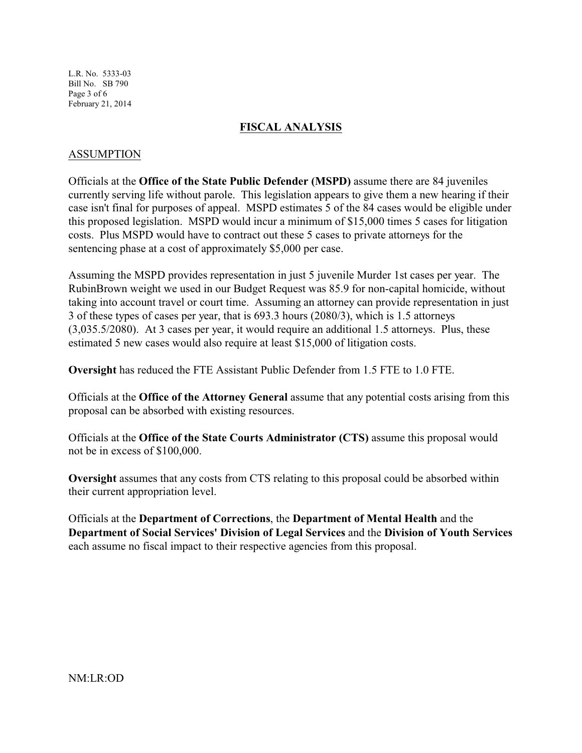## FISCAL ANALYSIS

### ASSUMPTION

Officials at the **Office of the State Public Defender (MSPD)** assume there are 84 juveniles currently serving life without parole. This legislation appears to give them a new hearing if their case isn't final for purposes of appeal. MSPD estimates 5 of the 84 cases would be eligible under this proposed legislation. MSPD would incur a minimum of $15,000 times 5 cases for litigation costs. Plus MSPD would have to contract out these 5 cases to private attorneys for the sentencing phase at a cost of approximately $5,000 per case.

Assuming the MSPD provides representation in just 5 juvenile Murder 1st cases per year. The RubinBrown weight we used in our Budget Request was 85.9 for non-capital homicide, without taking into account travel or court time. Assuming an attorney can provide representation in just 3 of these types of cases per year, that is 693.3 hours (2080/3), which is 1.5 attorneys (3,035.5/2080). At 3 cases per year, it would require an additional 1.5 attorneys. Plus, these estimated 5 new cases would also require at least $15,000 of litigation costs.

**Oversight** has reduced the FTE Assistant Public Defender from 1.5 FTE to 1.0 FTE.

Officials at the **Office of the Attorney General** assume that any potential costs arising from this proposal can be absorbed with existing resources.

Officials at the **Office of the State Courts Administrator (CTS)** assume this proposal would not be in excess of $100,000.

**Oversight** assumes that any costs from CTS relating to this proposal could be absorbed within their current appropriation level.

Officials at the **Department of Corrections**, the **Department of Mental Health** and the **Department of Social Services' Division of Legal Services** and the **Division of Youth Services** each assume no fiscal impact to their respective agencies from this proposal.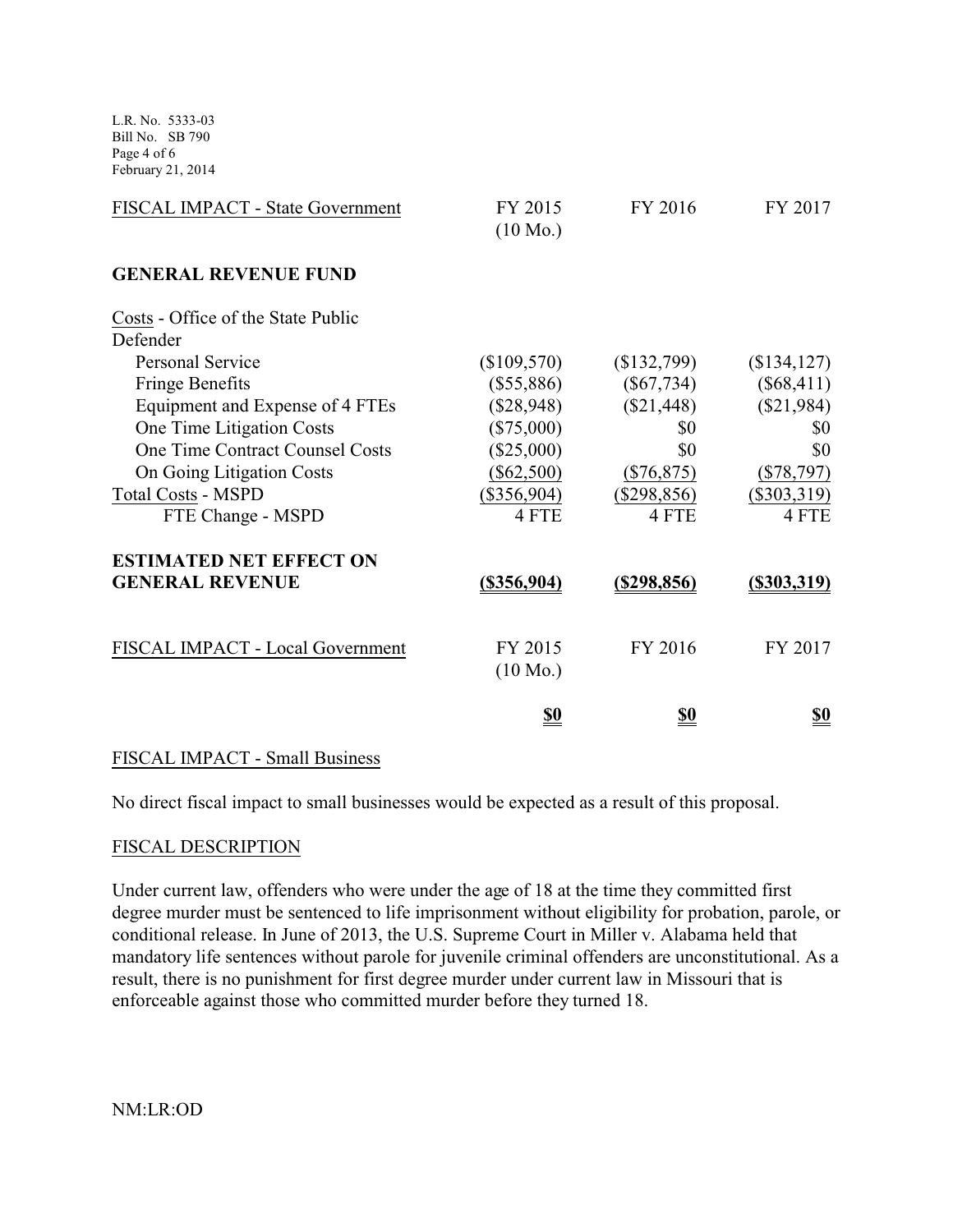| FISCAL IMPACT - State Government | FY 2015 (10 Mo.) | FY 2016 | FY 2017 |
|---|---|---|---|
| **GENERAL REVENUE FUND** | | | |
| Costs - Office of the State Public Defender | | | |
| Personal Service | ($109,570) | ($132,799) | ($134,127) |
| Fringe Benefits | ($55,886) | ($67,734) | ($68,411) |
| Equipment and Expense of 4 FTEs | ($28,948) | ($21,448) | ($21,984) |
| One Time Litigation Costs | ($75,000) | $0 | $0 |
| One Time Contract Counsel Costs | ($25,000) | $0 | $0 |
| On Going Litigation Costs | ($62,500) | ($76,875) | ($78,797) |
| Total Costs - MSPD | ($356,904) | ($298,856) | ($303,319) |
| FTE Change - MSPD | 4 FTE | 4 FTE | 4 FTE |
| **ESTIMATED NET EFFECT ON GENERAL REVENUE** | **($356,904)** | **($298,856)** | **($303,319)** |

| FISCAL IMPACT - Local Government | FY 2015 (10 Mo.) | FY 2016 | FY 2017 |
|---|---|---|---|
| | **$0** | **$0** | **$0** |

FISCAL IMPACT - Small Business

No direct fiscal impact to small businesses would be expected as a result of this proposal.

FISCAL DESCRIPTION

Under current law, offenders who were under the age of 18 at the time they committed first degree murder must be sentenced to life imprisonment without eligibility for probation, parole, or conditional release. In June of 2013, the U.S. Supreme Court in Miller v. Alabama held that mandatory life sentences without parole for juvenile criminal offenders are unconstitutional. As a result, there is no punishment for first degree murder under current law in Missouri that is enforceable against those who committed murder before they turned 18.

NM:LR:OD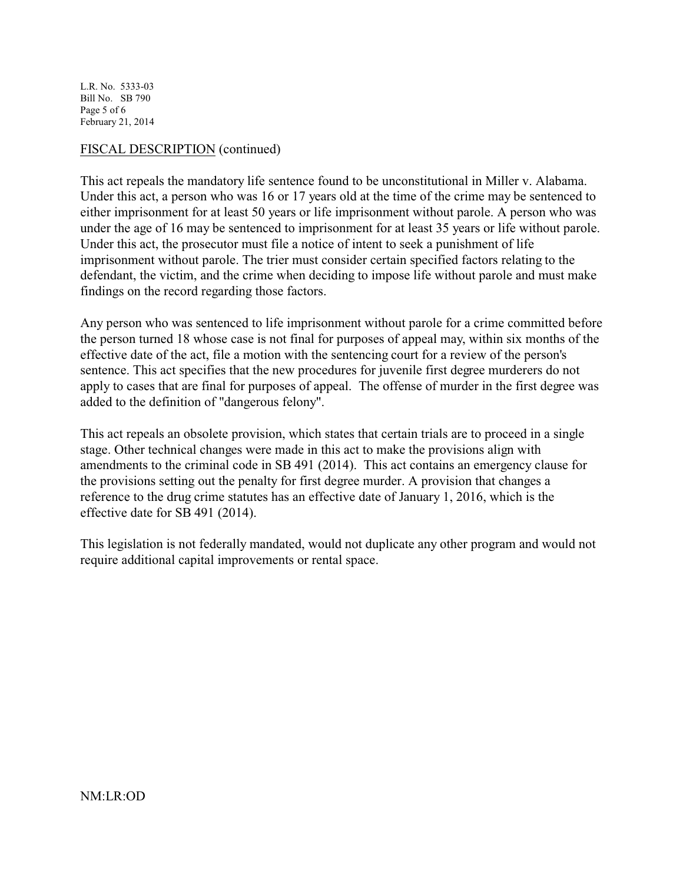FISCAL DESCRIPTION (continued)

This act repeals the mandatory life sentence found to be unconstitutional in Miller v. Alabama. Under this act, a person who was 16 or 17 years old at the time of the crime may be sentenced to either imprisonment for at least 50 years or life imprisonment without parole. A person who was under the age of 16 may be sentenced to imprisonment for at least 35 years or life without parole. Under this act, the prosecutor must file a notice of intent to seek a punishment of life imprisonment without parole. The trier must consider certain specified factors relating to the defendant, the victim, and the crime when deciding to impose life without parole and must make findings on the record regarding those factors.

Any person who was sentenced to life imprisonment without parole for a crime committed before the person turned 18 whose case is not final for purposes of appeal may, within six months of the effective date of the act, file a motion with the sentencing court for a review of the person's sentence. This act specifies that the new procedures for juvenile first degree murderers do not apply to cases that are final for purposes of appeal. The offense of murder in the first degree was added to the definition of "dangerous felony".

This act repeals an obsolete provision, which states that certain trials are to proceed in a single stage. Other technical changes were made in this act to make the provisions align with amendments to the criminal code in SB 491 (2014). This act contains an emergency clause for the provisions setting out the penalty for first degree murder. A provision that changes a reference to the drug crime statutes has an effective date of January 1, 2016, which is the effective date for SB 491 (2014).

This legislation is not federally mandated, would not duplicate any other program and would not require additional capital improvements or rental space.

NM:LR:OD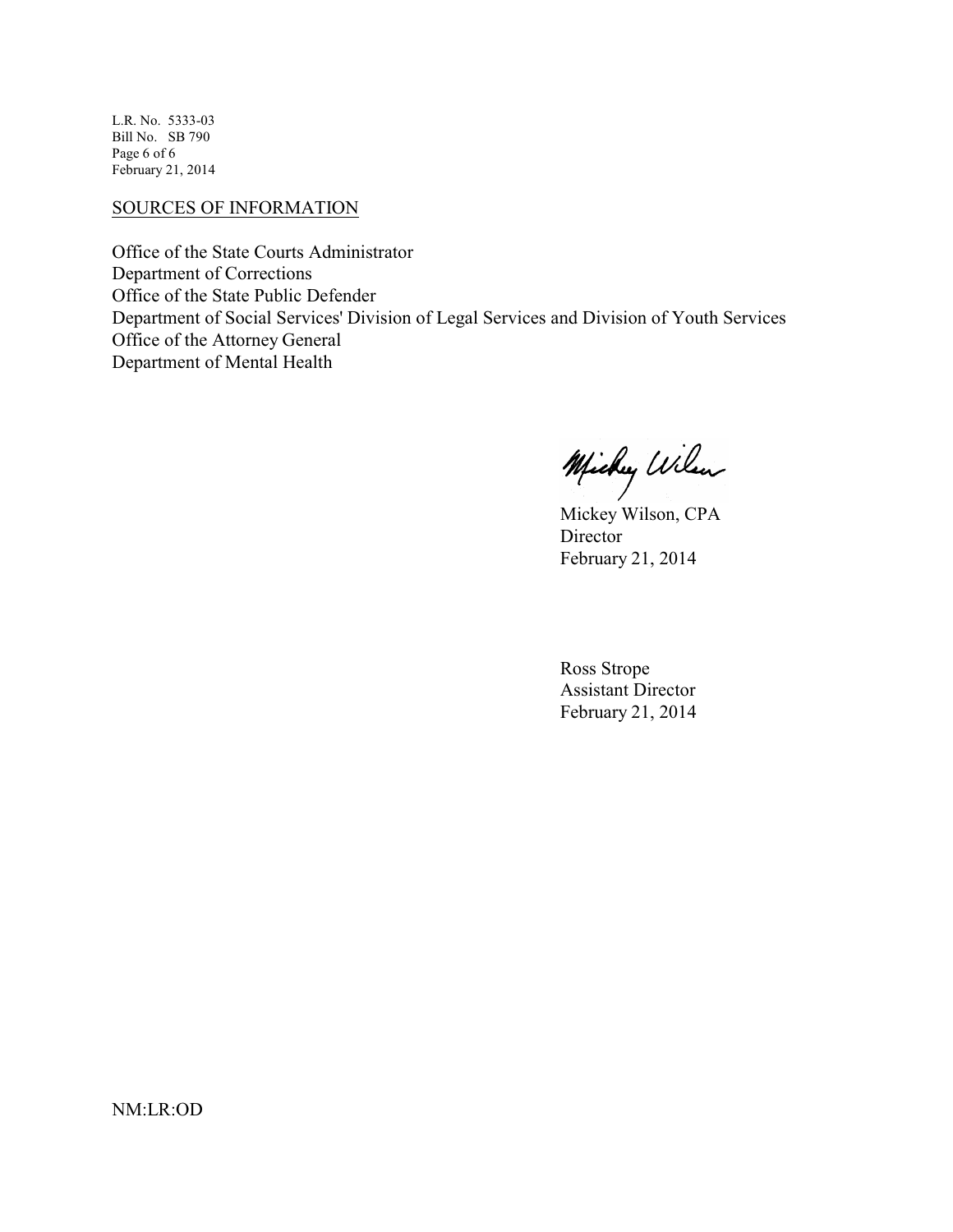SOURCES OF INFORMATION

Office of the State Courts Administrator
Department of Corrections
Office of the State Public Defender
Department of Social Services' Division of Legal Services and Division of Youth Services
Office of the Attorney General
Department of Mental Health

Mickey Wilson, CPA
Director
February 21, 2014

Ross Strope
Assistant Director
February 21, 2014

NM:LR:OD